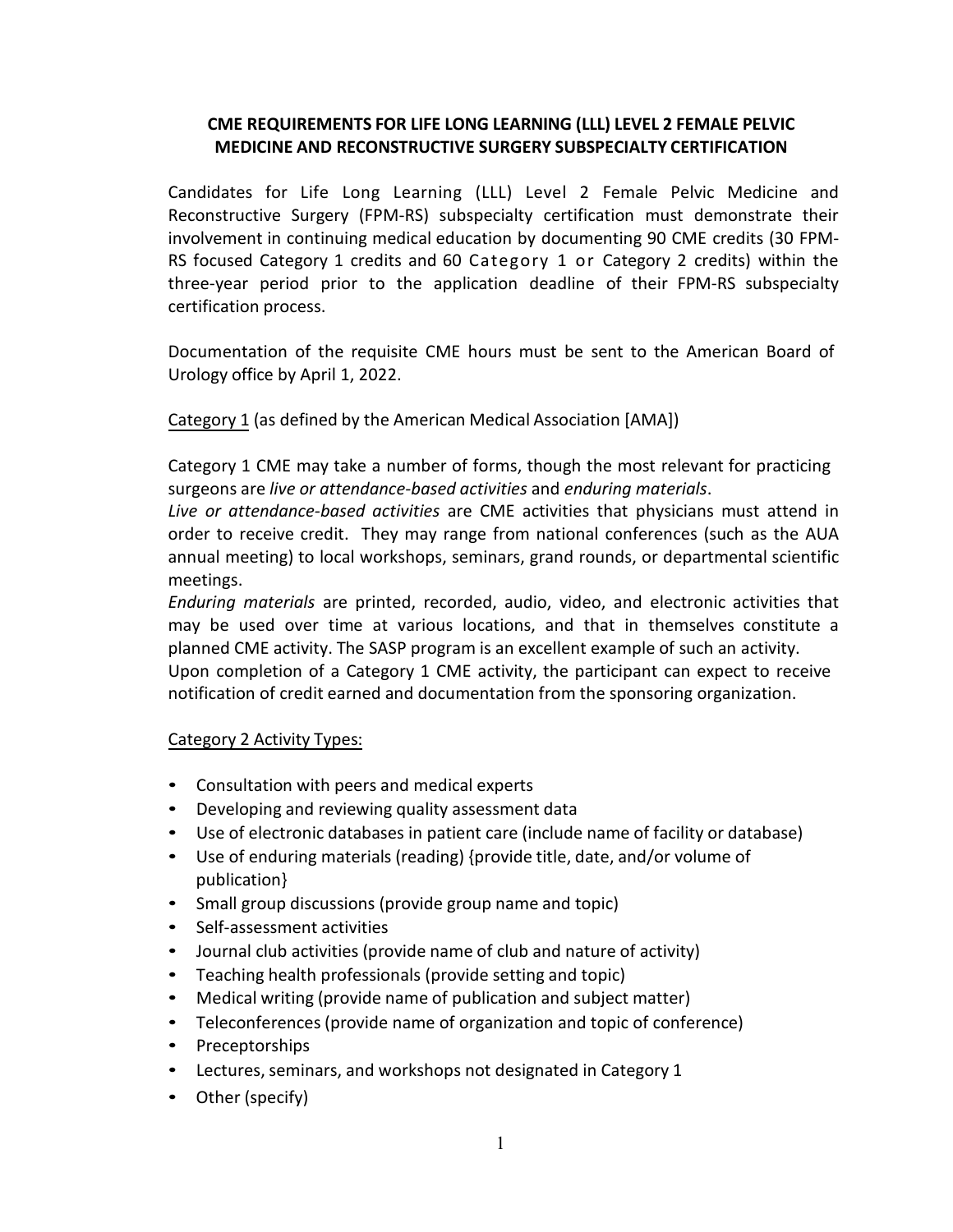## CME REQUIREMENTS FOR LIFE LONG LEARNING (LLL) LEVEL 2 FEMALE PELVIC MEDICINE AND RECONSTRUCTIVE SURGERY SUBSPECIALTY CERTIFICATION

Candidates for Life Long Learning (LLL) Level 2 Female Pelvic Medicine and Reconstructive Surgery (FPM-RS) subspecialty certification must demonstrate their involvement in continuing medical education by documenting 90 CME credits (30 FPM-RS focused Category 1 credits and 60 Category 1 or Category 2 credits) within the three-year period prior to the application deadline of their FPM-RS subspecialty certification process.

Documentation of the requisite CME hours must be sent to the American Board of Urology office by April 1, 2022.

Category 1 (as defined by the American Medical Association [AMA])

Category 1 CME may take a number of forms, though the most relevant for practicing surgeons are *live or attendance-based activities* and *enduring materials*.

*Live or attendance-based activities* are CME activities that physicians must attend in order to receive credit. They may range from national conferences (such as the AUA annual meeting) to local workshops, seminars, grand rounds, or departmental scientific meetings.

*Enduring materials* are printed, recorded, audio, video, and electronic activities that may be used over time at various locations, and that in themselves constitute a planned CME activity. The SASP program is an excellent example of such an activity.

Upon completion of a Category 1 CME activity, the participant can expect to receive notification of credit earned and documentation from the sponsoring organization.

Category 2 Activity Types:

- Consultation with peers and medical experts
- Developing and reviewing quality assessment data
- Use of electronic databases in patient care (include name of facility or database)
- Use of enduring materials (reading) {provide title, date, and/or volume of publication}
- Small group discussions (provide group name and topic)
- Self-assessment activities
- Journal club activities (provide name of club and nature of activity)
- Teaching health professionals (provide setting and topic)
- Medical writing (provide name of publication and subject matter)
- Teleconferences (provide name of organization and topic of conference)
- Preceptorships
- Lectures, seminars, and workshops not designated in Category 1
- Other (specify)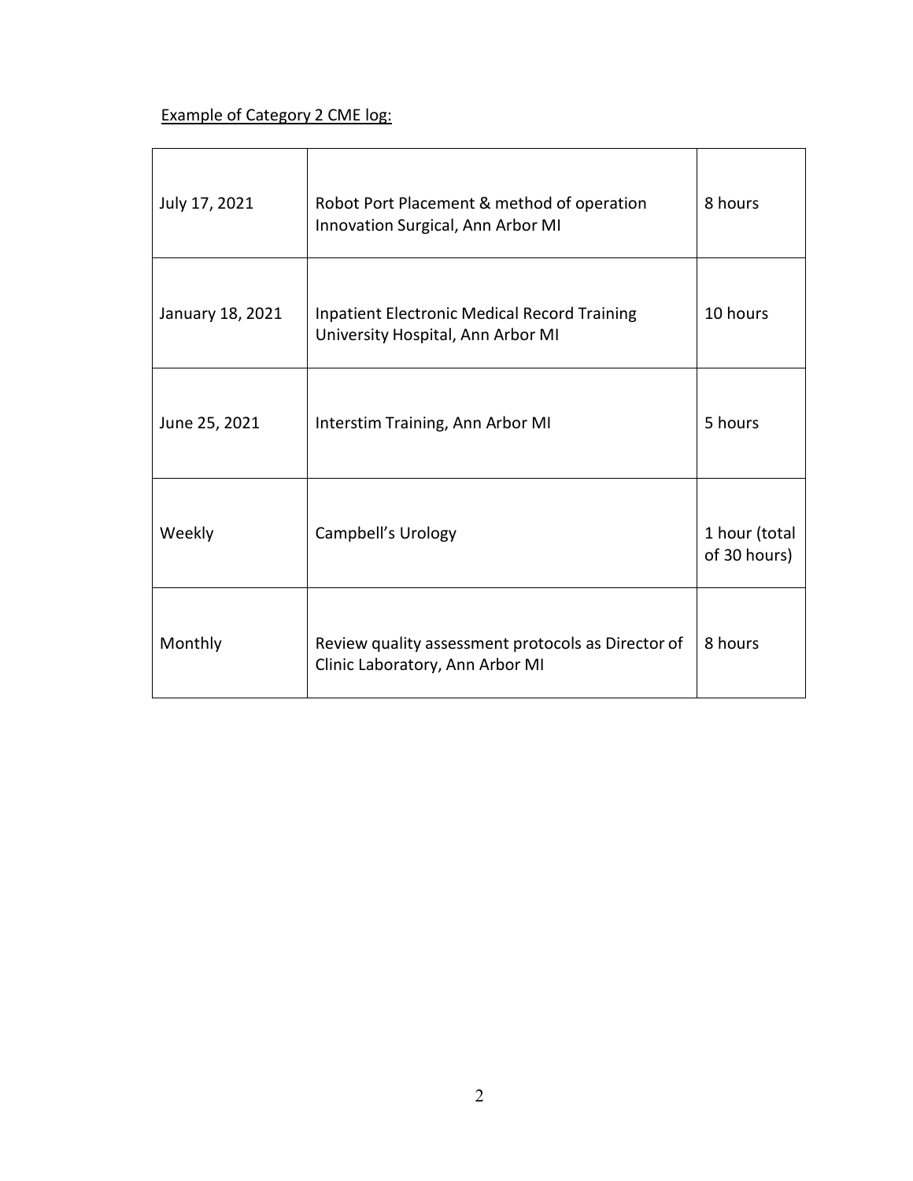<u>Example of Category 2 CME log:</u>

| | | |
|---|---|---|
| July 17, 2021 | Robot Port Placement & method of operation<br>Innovation Surgical, Ann Arbor MI | 8 hours |
| January 18, 2021 | Inpatient Electronic Medical Record Training<br>University Hospital, Ann Arbor MI | 10 hours |
| June 25, 2021 | Interstim Training, Ann Arbor MI | 5 hours |
| Weekly | Campbell's Urology | 1 hour (total of 30 hours) |
| Monthly | Review quality assessment protocols as Director of Clinic Laboratory, Ann Arbor MI | 8 hours |